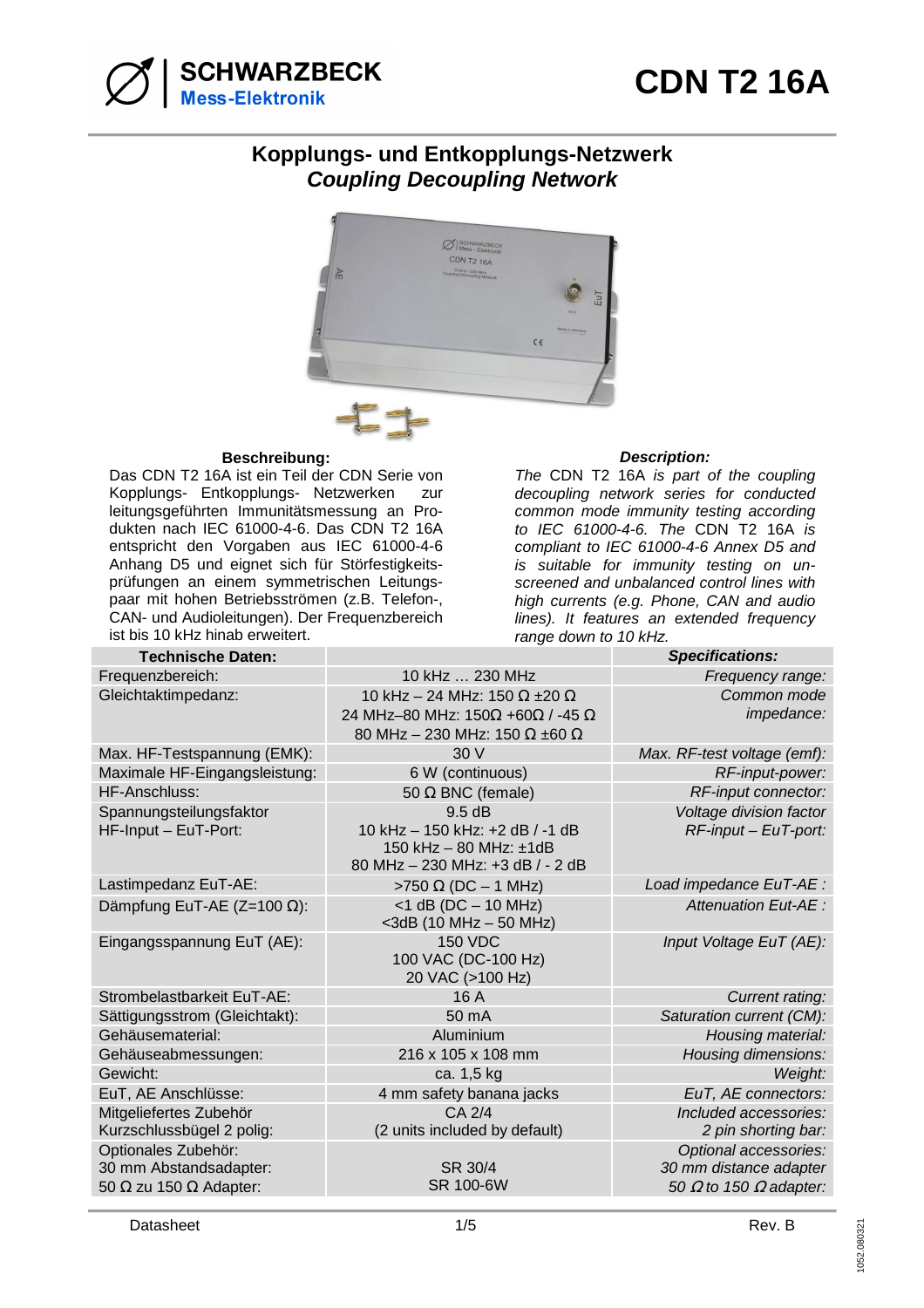# SCHWARZBECK Mess-Elektronik

# CDN T2 16A

## Kopplungs- und Entkopplungs-Netzwerk
## *Coupling Decoupling Network*

**Beschreibung:**

Das CDN T2 16A ist ein Teil der CDN Serie von Kopplungs- Entkopplungs- Netzwerken zur leitungsgeführten Immunitätsmessung an Produkten nach IEC 61000-4-6. Das CDN T2 16A entspricht den Vorgaben aus IEC 61000-4-6 Anhang D5 und eignet sich für Störfestigkeitsprüfungen an einem symmetrischen Leitungspaar mit hohen Betriebsströmen (z.B. Telefon-, CAN- und Audioleitungen). Der Frequenzbereich ist bis 10 kHz hinab erweitert.

***Description:***

*The* CDN T2 16A *is part of the coupling decoupling network series for conducted common mode immunity testing according to IEC 61000-4-6. The* CDN T2 16A *is compliant to IEC 61000-4-6 Annex D5 and is suitable for immunity testing on unscreened and unbalanced control lines with high currents (e.g. Phone, CAN and audio lines). It features an extended frequency range down to 10 kHz.*

| **Technische Daten:** | | ***Specifications:*** |
|---|---|---|
| Frequenzbereich: | 10 kHz … 230 MHz | *Frequency range:* |
| Gleichtaktimpedanz: | 10 kHz – 24 MHz: 150 Ω ±20 Ω<br>24 MHz–80 MHz: 150Ω +60Ω / -45 Ω<br>80 MHz – 230 MHz: 150 Ω ±60 Ω | *Common mode impedance:* |
| Max. HF-Testspannung (EMK): | 30 V | *Max. RF-test voltage (emf):* |
| Maximale HF-Eingangsleistung: | 6 W (continuous) | *RF-input-power:* |
| HF-Anschluss: | 50 Ω BNC (female) | *RF-input connector:* |
| Spannungsteilungsfaktor HF-Input – EuT-Port: | 9.5 dB<br>10 kHz – 150 kHz: +2 dB / -1 dB<br>150 kHz – 80 MHz: ±1dB<br>80 MHz – 230 MHz: +3 dB / - 2 dB | *Voltage division factor RF-input – EuT-port:* |
| Lastimpedanz EuT-AE: | >750 Ω (DC – 1 MHz) | *Load impedance EuT-AE :* |
| Dämpfung EuT-AE (Z=100 Ω): | <1 dB (DC – 10 MHz)<br><3dB (10 MHz – 50 MHz) | *Attenuation Eut-AE :* |
| Eingangsspannung EuT (AE): | 150 VDC<br>100 VAC (DC-100 Hz)<br>20 VAC (>100 Hz) | *Input Voltage EuT (AE):* |
| Strombelastbarkeit EuT-AE: | 16 A | *Current rating:* |
| Sättigungsstrom (Gleichtakt): | 50 mA | *Saturation current (CM):* |
| Gehäusematerial: | Aluminium | *Housing material:* |
| Gehäuseabmessungen: | 216 x 105 x 108 mm | *Housing dimensions:* |
| Gewicht: | ca. 1,5 kg | *Weight:* |
| EuT, AE Anschlüsse: | 4 mm safety banana jacks | *EuT, AE connectors:* |
| Mitgeliefertes Zubehör<br>Kurzschlussbügel 2 polig: | CA 2/4<br>(2 units included by default) | *Included accessories:*<br>*2 pin shorting bar:* |
| Optionales Zubehör:<br>30 mm Abstandsadapter:<br>50 Ω zu 150 Ω Adapter: | <br>SR 30/4<br>SR 100-6W | *Optional accessories:*<br>*30 mm distance adapter*<br>*50 Ω to 150 Ω adapter:* |

Datasheet — Rev. B

1052.080321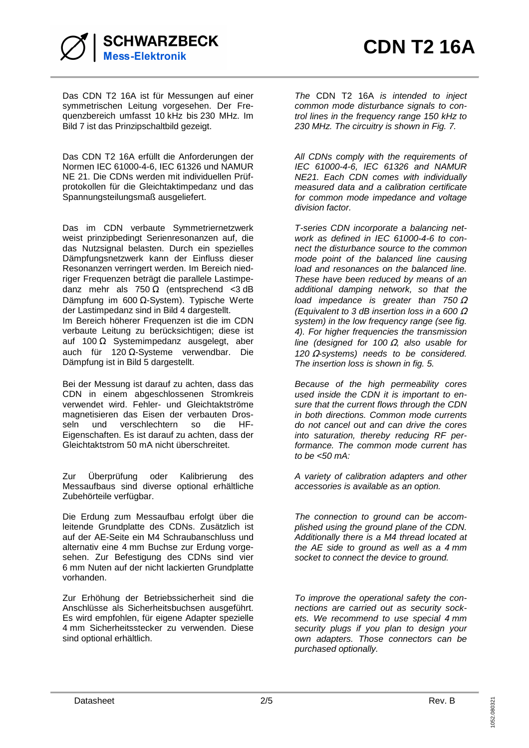Das CDN T2 16A ist für Messungen auf einer symmetrischen Leitung vorgesehen. Der Frequenzbereich umfasst 10 kHz bis 230 MHz. Im Bild 7 ist das Prinzipschaltbild gezeigt.

*The* CDN T2 16A *is intended to inject common mode disturbance signals to control lines in the frequency range 150 kHz to 230 MHz. The circuitry is shown in Fig. 7.*

Das CDN T2 16A erfüllt die Anforderungen der Normen IEC 61000-4-6, IEC 61326 und NAMUR NE 21. Die CDNs werden mit individuellen Prüfprotokollen für die Gleichtaktimpedanz und das Spannungsteilungsmaß ausgeliefert.

*All CDNs comply with the requirements of IEC 61000-4-6, IEC 61326 and NAMUR NE21. Each CDN comes with individually measured data and a calibration certificate for common mode impedance and voltage division factor.*

Das im CDN verbaute Symmetriernetzwerk weist prinzipbedingt Serienresonanzen auf, die das Nutzsignal belasten. Durch ein spezielles Dämpfungsnetzwerk kann der Einfluss dieser Resonanzen verringert werden. Im Bereich niedriger Frequenzen beträgt die parallele Lastimpedanz mehr als 750 Ω (entsprechend <3 dB Dämpfung im 600 Ω-System). Typische Werte der Lastimpedanz sind in Bild 4 dargestellt.
Im Bereich höherer Frequenzen ist die im CDN verbaute Leitung zu berücksichtigen; diese ist auf 100 Ω Systemimpedanz ausgelegt, aber auch für 120 Ω-Systeme verwendbar. Die Dämpfung ist in Bild 5 dargestellt.

*T-series CDN incorporate a balancing network as defined in IEC 61000-4-6 to connect the disturbance source to the common mode point of the balanced line causing load and resonances on the balanced line. These have been reduced by means of an additional damping network, so that the load impedance is greater than 750 Ω (Equivalent to 3 dB insertion loss in a 600 Ω system) in the low frequency range (see fig. 4). For higher frequencies the transmission line (designed for 100 Ω, also usable for 120 Ω-systems) needs to be considered. The insertion loss is shown in fig. 5.*

Bei der Messung ist darauf zu achten, dass das CDN in einem abgeschlossenen Stromkreis verwendet wird. Fehler- und Gleichtaktströme magnetisieren das Eisen der verbauten Drosseln und verschlechtern so die HF-Eigenschaften. Es ist darauf zu achten, dass der Gleichtaktstrom 50 mA nicht überschreitet.

*Because of the high permeability cores used inside the CDN it is important to ensure that the current flows through the CDN in both directions. Common mode currents do not cancel out and can drive the cores into saturation, thereby reducing RF performance. The common mode current has to be <50 mA:*

Zur Überprüfung oder Kalibrierung des Messaufbaus sind diverse optional erhältliche Zubehörteile verfügbar.

*A variety of calibration adapters and other accessories is available as an option.*

Die Erdung zum Messaufbau erfolgt über die leitende Grundplatte des CDNs. Zusätzlich ist auf der AE-Seite ein M4 Schraubanschluss und alternativ eine 4 mm Buchse zur Erdung vorgesehen. Zur Befestigung des CDNs sind vier 6 mm Nuten auf der nicht lackierten Grundplatte vorhanden.

*The connection to ground can be accomplished using the ground plane of the CDN. Additionally there is a M4 thread located at the AE side to ground as well as a 4 mm socket to connect the device to ground.*

Zur Erhöhung der Betriebssicherheit sind die Anschlüsse als Sicherheitsbuchsen ausgeführt. Es wird empfohlen, für eigene Adapter spezielle 4 mm Sicherheitsstecker zu verwenden. Diese sind optional erhältlich.

*To improve the operational safety the connections are carried out as security sockets. We recommend to use special 4 mm security plugs if you plan to design your own adapters. Those connectors can be purchased optionally.*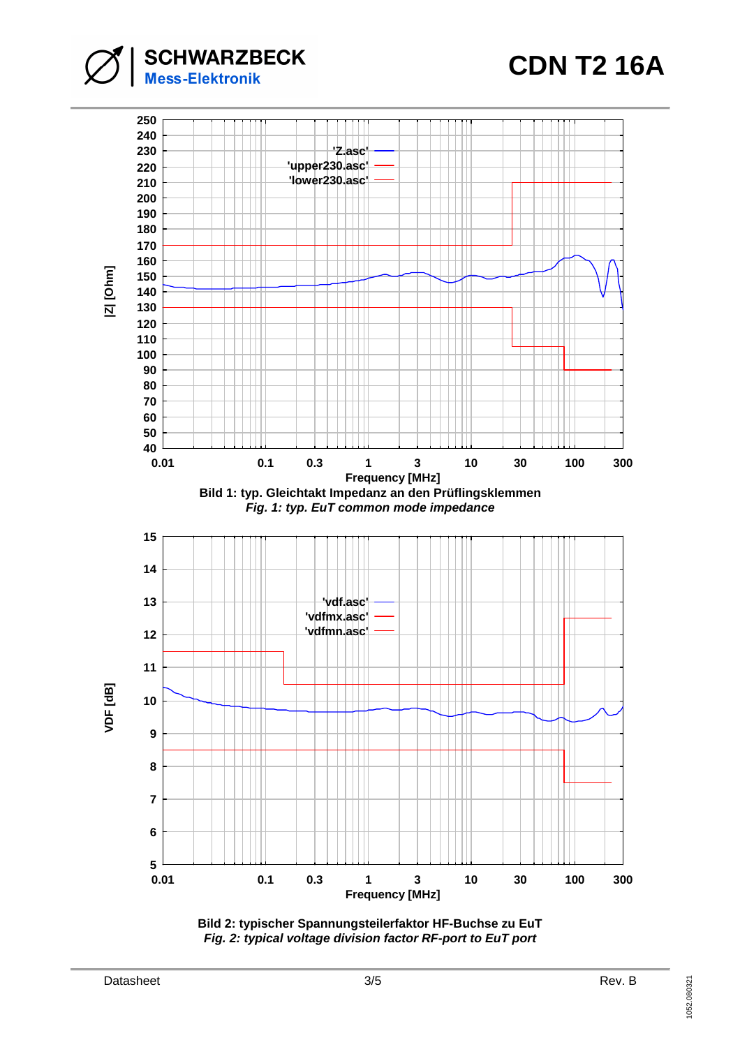Bild 1: typ. Gleichtakt Impedanz an den Prüflingsklemmen

*Fig. 1: typ. EuT common mode impedance*

Bild 2: typischer Spannungsteilerfaktor HF-Buchse zu EuT

*Fig. 2: typical voltage division factor RF-port to EuT port*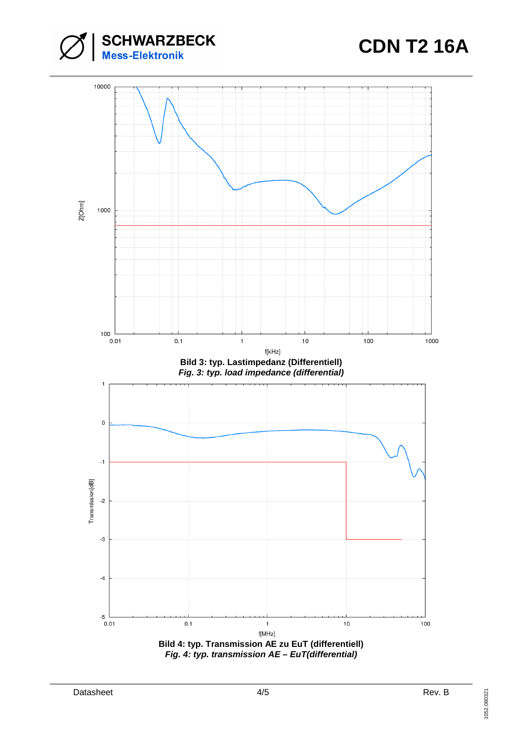Bild 3: typ. Lastimpedanz (Differentiell)

*Fig. 3: typ. load impedance (differential)*

Bild 4: typ. Transmission AE zu EuT (differentiell)

*Fig. 4: typ. transmission AE – EuT(differential)*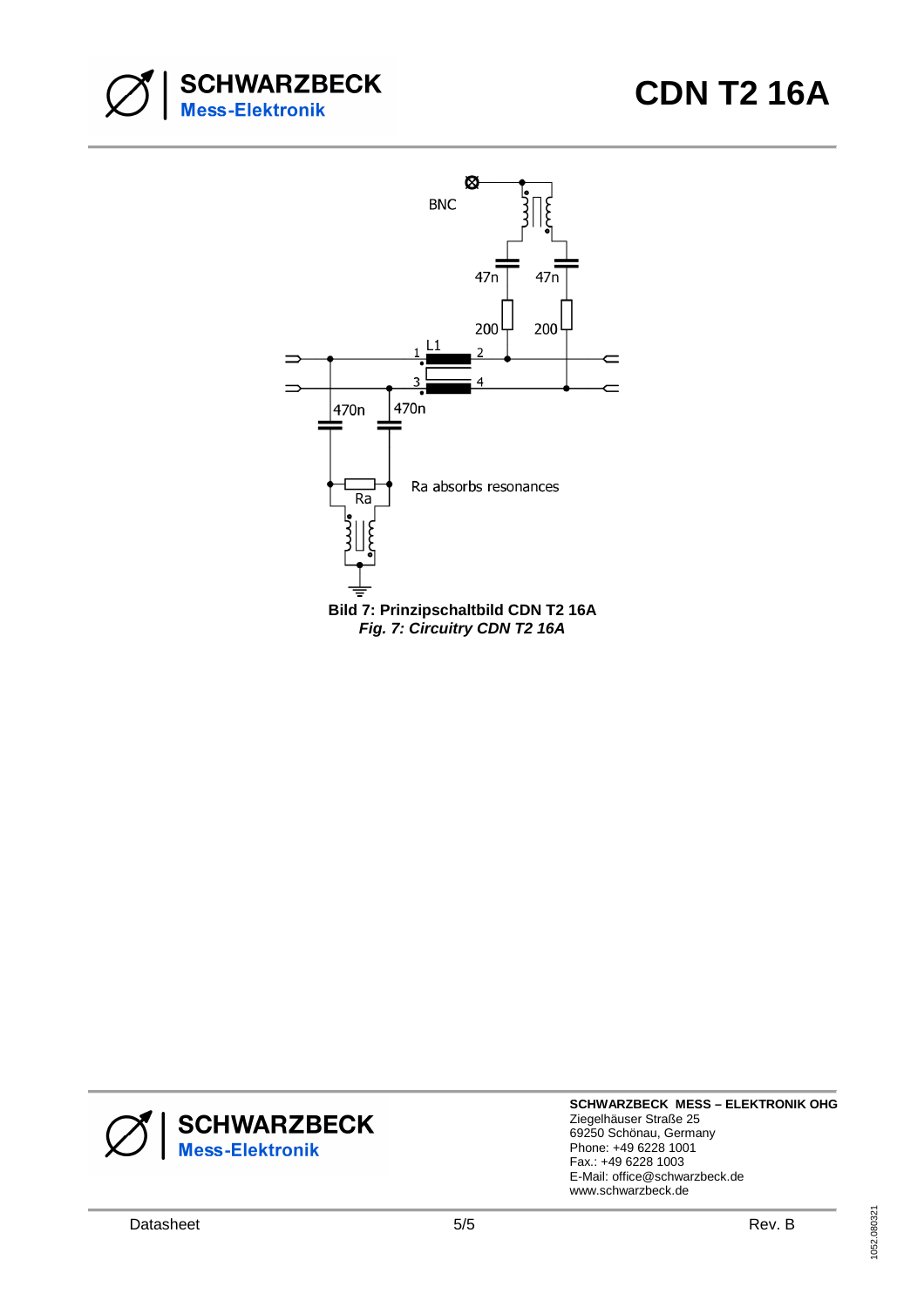BNC

47n

47n

200

200

L1

1

2

3

4

470n

470n

Ra

Ra absorbs resonances

**Bild 7: Prinzipschaltbild CDN T2 16A**
***Fig. 7: Circuitry CDN T2 16A***

**SCHWARZBECK MESS – ELEKTRONIK OHG**
Ziegelhäuser Straße 25
69250 Schönau, Germany
Phone: +49 6228 1001
Fax.: +49 6228 1003
E-Mail: office@schwarzbeck.de
www.schwarzbeck.de